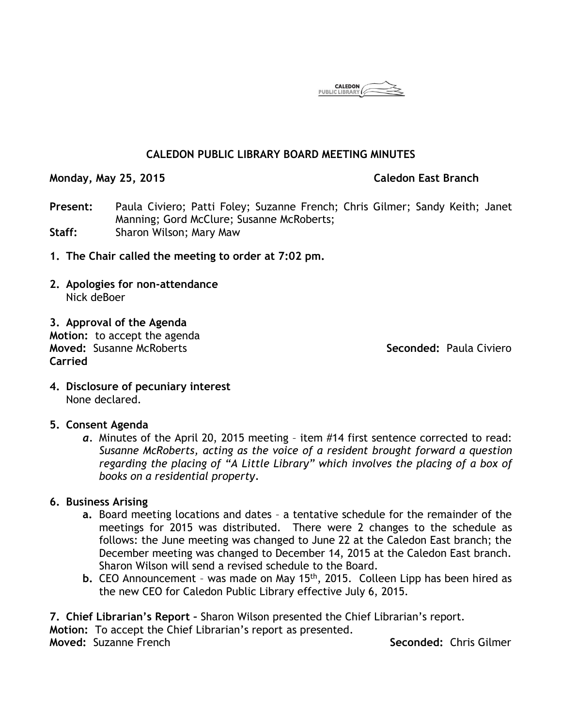# CALEDON PUBLIC LIBRARY BOARD MEETING MINUTES

**Monday, May 25, 2015** **Caledon East Branch**

**Present:** Paula Civiero; Patti Foley; Suzanne French; Chris Gilmer; Sandy Keith; Janet Manning; Gord McClure; Susanne McRoberts;
**Staff:** Sharon Wilson; Mary Maw

1. **The Chair called the meeting to order at 7:02 pm.**

2. **Apologies for non-attendance**
   Nick deBoer

**3. Approval of the Agenda**
**Motion:** to accept the agenda
**Moved:** Susanne McRoberts **Seconded:** Paula Civiero
**Carried**

4. **Disclosure of pecuniary interest**
   None declared.

5. **Consent Agenda**
   *a.* Minutes of the April 20, 2015 meeting – item #14 first sentence corrected to read: *Susanne McRoberts, acting as the voice of a resident brought forward a question regarding the placing of "A Little Library" which involves the placing of a box of books on a residential property.*

6. **Business Arising**
   **a.** Board meeting locations and dates – a tentative schedule for the remainder of the meetings for 2015 was distributed. There were 2 changes to the schedule as follows: the June meeting was changed to June 22 at the Caledon East branch; the December meeting was changed to December 14, 2015 at the Caledon East branch. Sharon Wilson will send a revised schedule to the Board.
   **b.** CEO Announcement – was made on May 15th, 2015. Colleen Lipp has been hired as the new CEO for Caledon Public Library effective July 6, 2015.

**7. Chief Librarian's Report –** Sharon Wilson presented the Chief Librarian's report.
**Motion:** To accept the Chief Librarian's report as presented.
**Moved:** Suzanne French **Seconded:** Chris Gilmer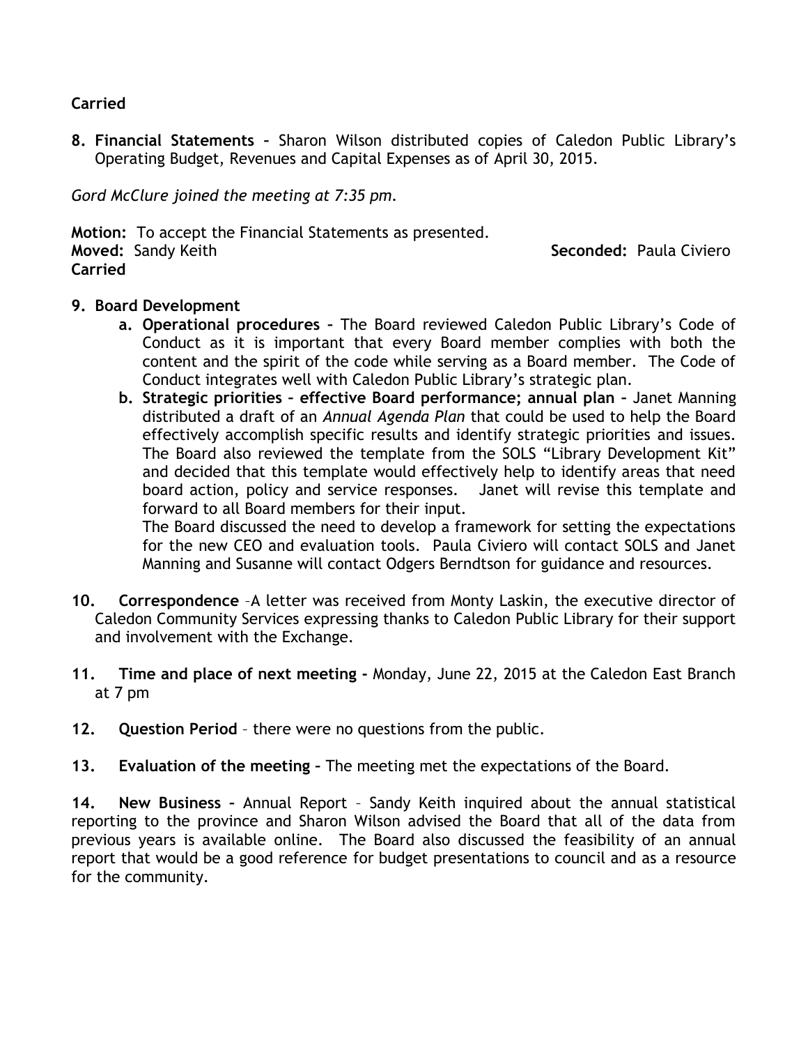**Carried**

8. **Financial Statements –** Sharon Wilson distributed copies of Caledon Public Library's Operating Budget, Revenues and Capital Expenses as of April 30, 2015.

*Gord McClure joined the meeting at 7:35 pm.*

**Motion:** To accept the Financial Statements as presented.
**Moved:** Sandy Keith **Seconded:** Paula Civiero
**Carried**

9. **Board Development**
   a. **Operational procedures –** The Board reviewed Caledon Public Library's Code of Conduct as it is important that every Board member complies with both the content and the spirit of the code while serving as a Board member. The Code of Conduct integrates well with Caledon Public Library's strategic plan.
   b. **Strategic priorities – effective Board performance; annual plan –** Janet Manning distributed a draft of an *Annual Agenda Plan* that could be used to help the Board effectively accomplish specific results and identify strategic priorities and issues. The Board also reviewed the template from the SOLS "Library Development Kit" and decided that this template would effectively help to identify areas that need board action, policy and service responses. Janet will revise this template and forward to all Board members for their input.
   The Board discussed the need to develop a framework for setting the expectations for the new CEO and evaluation tools. Paula Civiero will contact SOLS and Janet Manning and Susanne will contact Odgers Berndtson for guidance and resources.

10. **Correspondence** –A letter was received from Monty Laskin, the executive director of Caledon Community Services expressing thanks to Caledon Public Library for their support and involvement with the Exchange.

11. **Time and place of next meeting -** Monday, June 22, 2015 at the Caledon East Branch at 7 pm

12. **Question Period** – there were no questions from the public.

13. **Evaluation of the meeting –** The meeting met the expectations of the Board.

14. **New Business –** Annual Report – Sandy Keith inquired about the annual statistical reporting to the province and Sharon Wilson advised the Board that all of the data from previous years is available online. The Board also discussed the feasibility of an annual report that would be a good reference for budget presentations to council and as a resource for the community.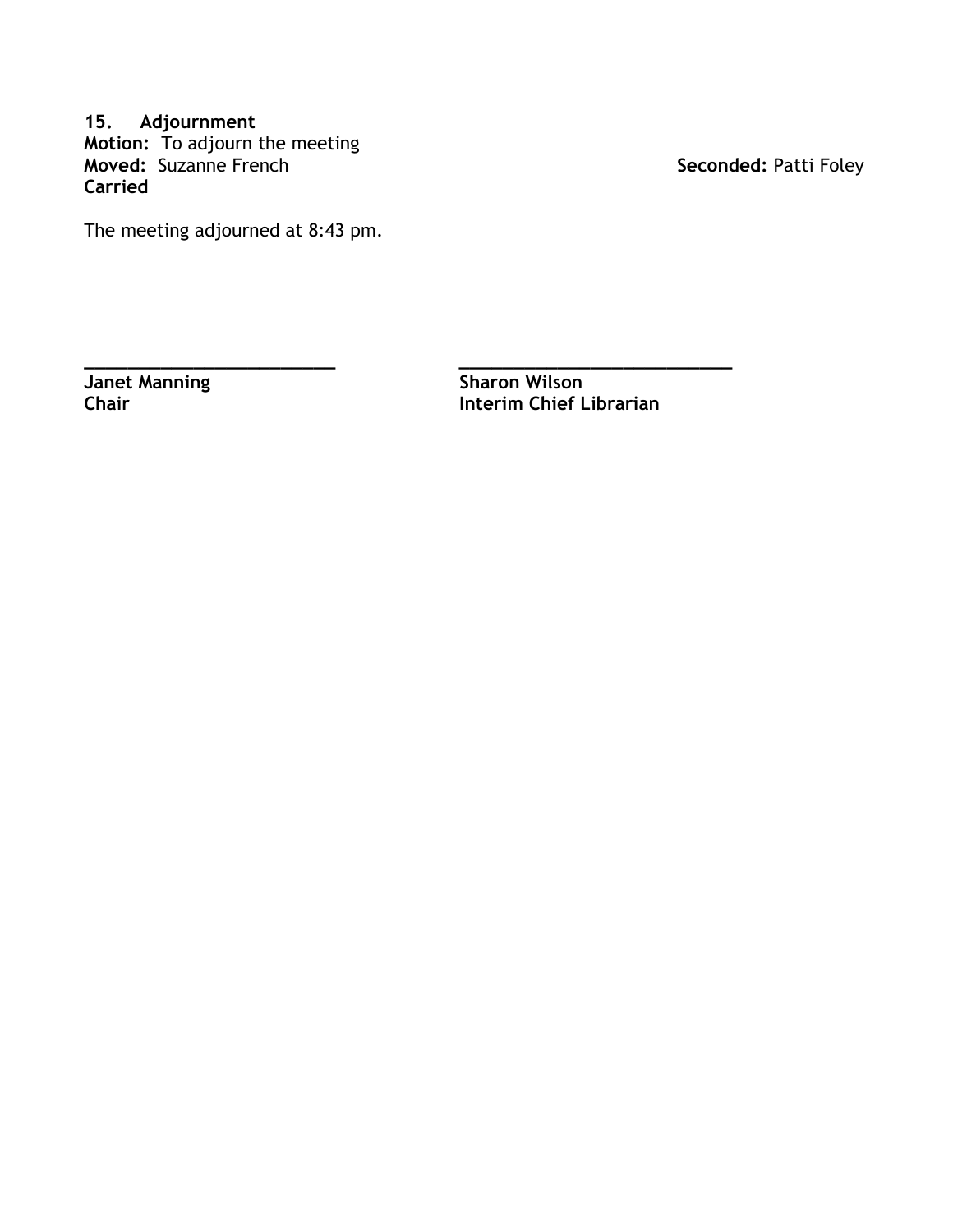### 15. Adjournment

**Motion:** To adjourn the meeting
**Moved:** Suzanne French **Seconded:** Patti Foley
**Carried**

The meeting adjourned at 8:43 pm.

_________________________ _________________________

**Janet Manning**
**Chair**

**Sharon Wilson**
**Interim Chief Librarian**